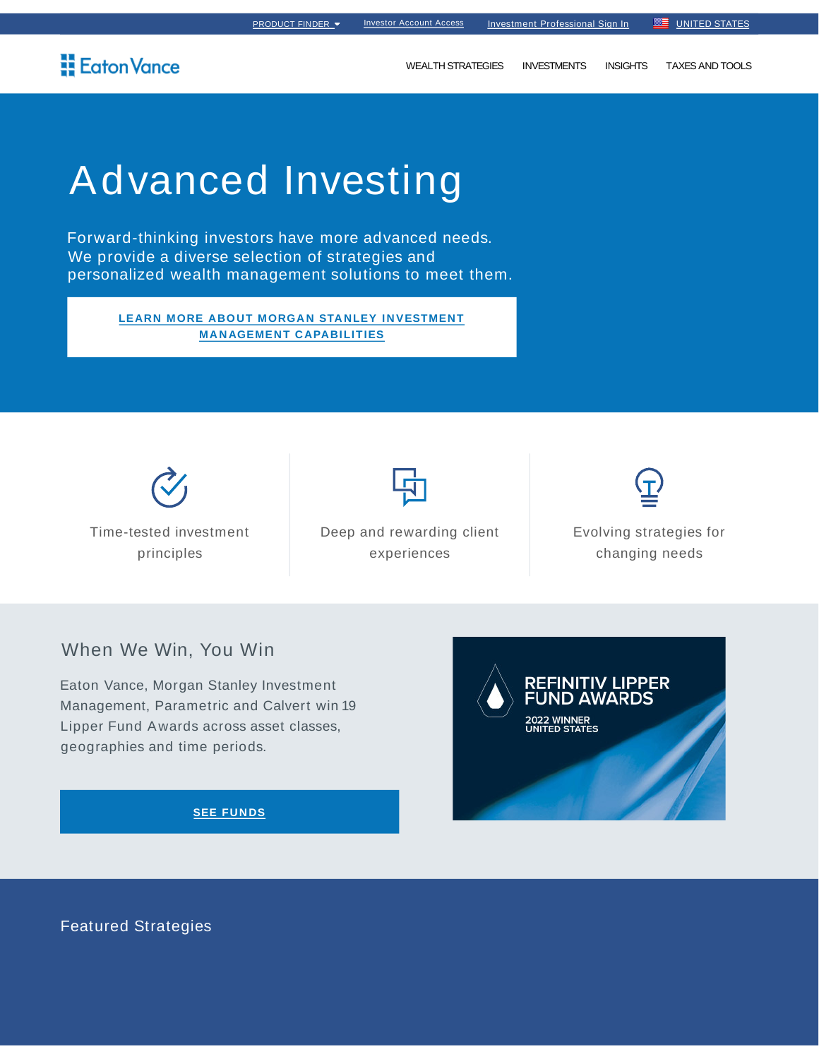PRODUCT FINDER | Investor Account Access | Investment Professional Sign In | UNITED STATES

Eaton Vance

WEALTH STRATEGIES | INVESTMENTS | INSIGHTS | TAXES AND TOOLS

# Advanced Investing

Forward-thinking investors have more advanced needs. We provide a diverse selection of strategies and personalized wealth management solutions to meet them.

LEARN MORE ABOUT MORGAN STANLEY INVESTMENT MANAGEMENT CAPABILITIES

Time-tested investment principles

Deep and rewarding client experiences

Evolving strategies for changing needs

## When We Win, You Win

Eaton Vance, Morgan Stanley Investment Management, Parametric and Calvert win 19 Lipper Fund Awards across asset classes, geographies and time periods.

SEE FUNDS

REFINITIV LIPPER FUND AWARDS

2022 WINNER UNITED STATES

## Featured Strategies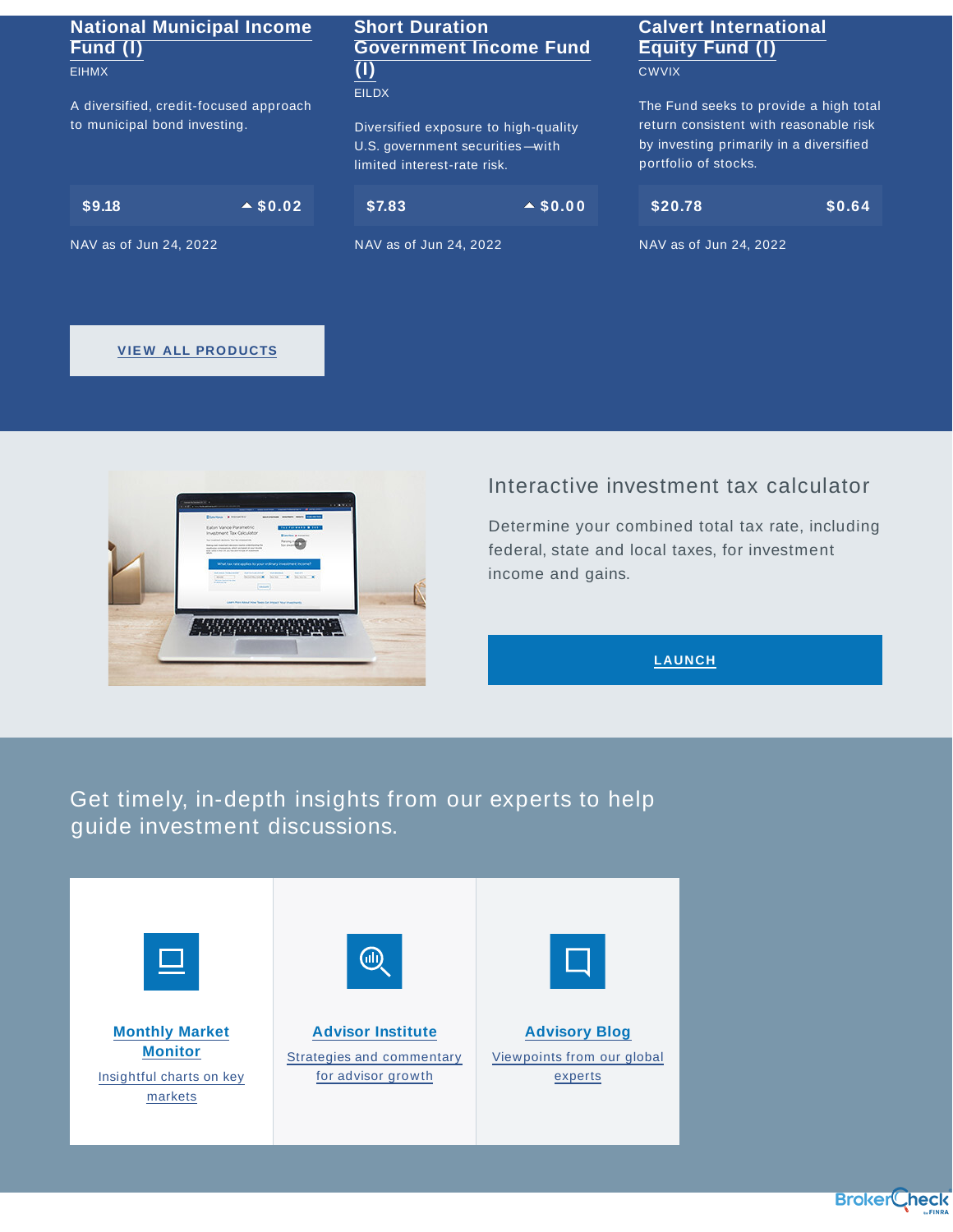### National Municipal Income Fund (I)

EIHMX

A diversified, credit-focused approach to municipal bond investing.

$9.18 ▲ $0.02

NAV as of Jun 24, 2022

### Short Duration Government Income Fund (I)

EILDX

Diversified exposure to high-quality U.S. government securities—with limited interest-rate risk.

$7.83 ▲ $0.00

NAV as of Jun 24, 2022

### Calvert International Equity Fund (I)

CWVIX

The Fund seeks to provide a high total return consistent with reasonable risk by investing primarily in a diversified portfolio of stocks.

$20.78 $0.64

NAV as of Jun 24, 2022

**VIEW ALL PRODUCTS**

## Interactive investment tax calculator

Determine your combined total tax rate, including federal, state and local taxes, for investment income and gains.

**LAUNCH**

## Get timely, in-depth insights from our experts to help guide investment discussions.

**Monthly Market Monitor**

Insightful charts on key markets

**Advisor Institute**

Strategies and commentary for advisor growth

**Advisory Blog**

Viewpoints from our global experts

BrokerCheck by FINRA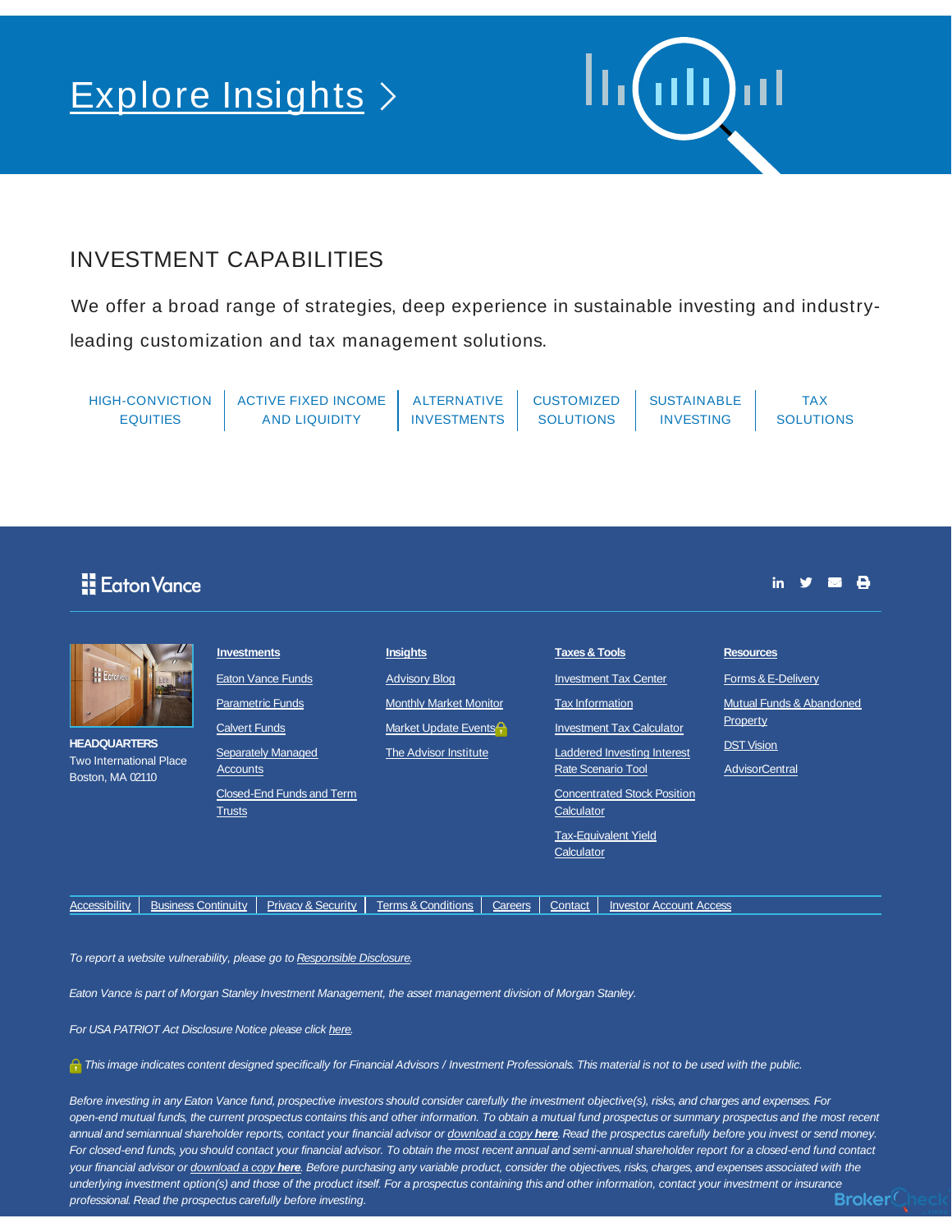# Explore Insights >

## INVESTMENT CAPABILITIES

We offer a broad range of strategies, deep experience in sustainable investing and industry-leading customization and tax management solutions.

HIGH-CONVICTION EQUITIES | ACTIVE FIXED INCOME AND LIQUIDITY | ALTERNATIVE INVESTMENTS | CUSTOMIZED SOLUTIONS | SUSTAINABLE INVESTING | TAX SOLUTIONS

Eaton Vance

**HEADQUARTERS**
Two International Place
Boston, MA 02110

**Investments**
- Eaton Vance Funds
- Parametric Funds
- Calvert Funds
- Separately Managed Accounts
- Closed-End Funds and Term Trusts

**Insights**
- Advisory Blog
- Monthly Market Monitor
- Market Update Events
- The Advisor Institute

**Taxes & Tools**
- Investment Tax Center
- Tax Information
- Investment Tax Calculator
- Laddered Investing Interest Rate Scenario Tool
- Concentrated Stock Position Calculator
- Tax-Equivalent Yield Calculator

**Resources**
- Forms & E-Delivery
- Mutual Funds & Abandoned Property
- DST Vision
- AdvisorCentral

Accessibility | Business Continuity | Privacy & Security | Terms & Conditions | Careers | Contact | Investor Account Access

*To report a website vulnerability, please go to Responsible Disclosure.*

*Eaton Vance is part of Morgan Stanley Investment Management, the asset management division of Morgan Stanley.*

*For USA PATRIOT Act Disclosure Notice please click here.*

*This image indicates content designed specifically for Financial Advisors / Investment Professionals. This material is not to be used with the public.*

*Before investing in any Eaton Vance fund, prospective investors should consider carefully the investment objective(s), risks, and charges and expenses. For open-end mutual funds, the current prospectus contains this and other information. To obtain a mutual fund prospectus or summary prospectus and the most recent annual and semiannual shareholder reports, contact your financial advisor or download a copy **here**. Read the prospectus carefully before you invest or send money. For closed-end funds, you should contact your financial advisor. To obtain the most recent annual and semi-annual shareholder report for a closed-end fund contact your financial advisor or download a copy **here**. Before purchasing any variable product, consider the objectives, risks, charges, and expenses associated with the underlying investment option(s) and those of the product itself. For a prospectus containing this and other information, contact your investment or insurance professional. Read the prospectus carefully before investing.*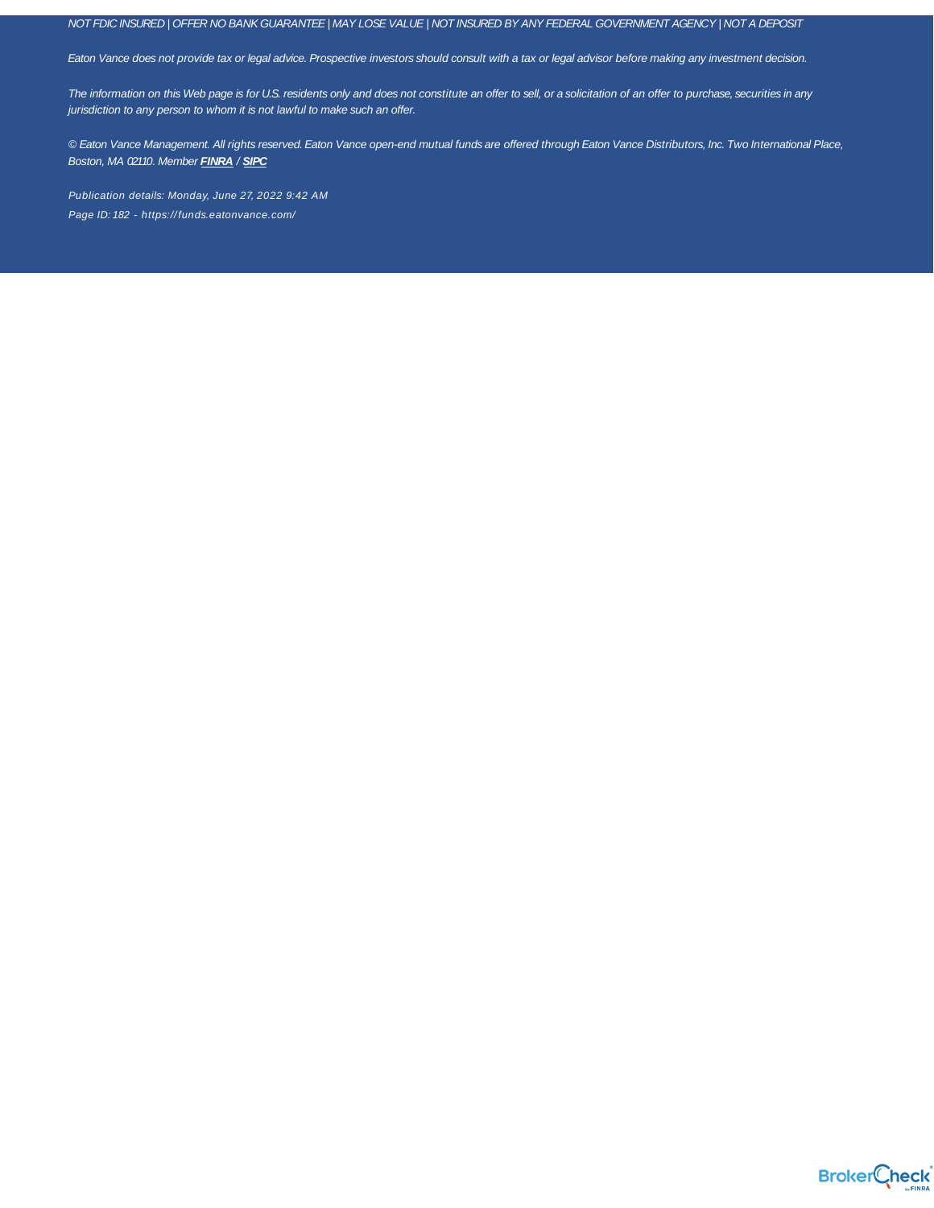*NOT FDIC INSURED | OFFER NO BANK GUARANTEE | MAY LOSE VALUE | NOT INSURED BY ANY FEDERAL GOVERNMENT AGENCY | NOT A DEPOSIT*

*Eaton Vance does not provide tax or legal advice. Prospective investors should consult with a tax or legal advisor before making any investment decision.*

*The information on this Web page is for U.S. residents only and does not constitute an offer to sell, or a solicitation of an offer to purchase, securities in any jurisdiction to any person to whom it is not lawful to make such an offer.*

*© Eaton Vance Management. All rights reserved. Eaton Vance open-end mutual funds are offered through Eaton Vance Distributors, Inc. Two International Place, Boston, MA 02110. Member* ***FINRA*** */* ***SIPC***

*Publication details: Monday, June 27, 2022 9:42 AM*
*Page ID: 182 - https://funds.eatonvance.com/*

BrokerCheck by FINRA